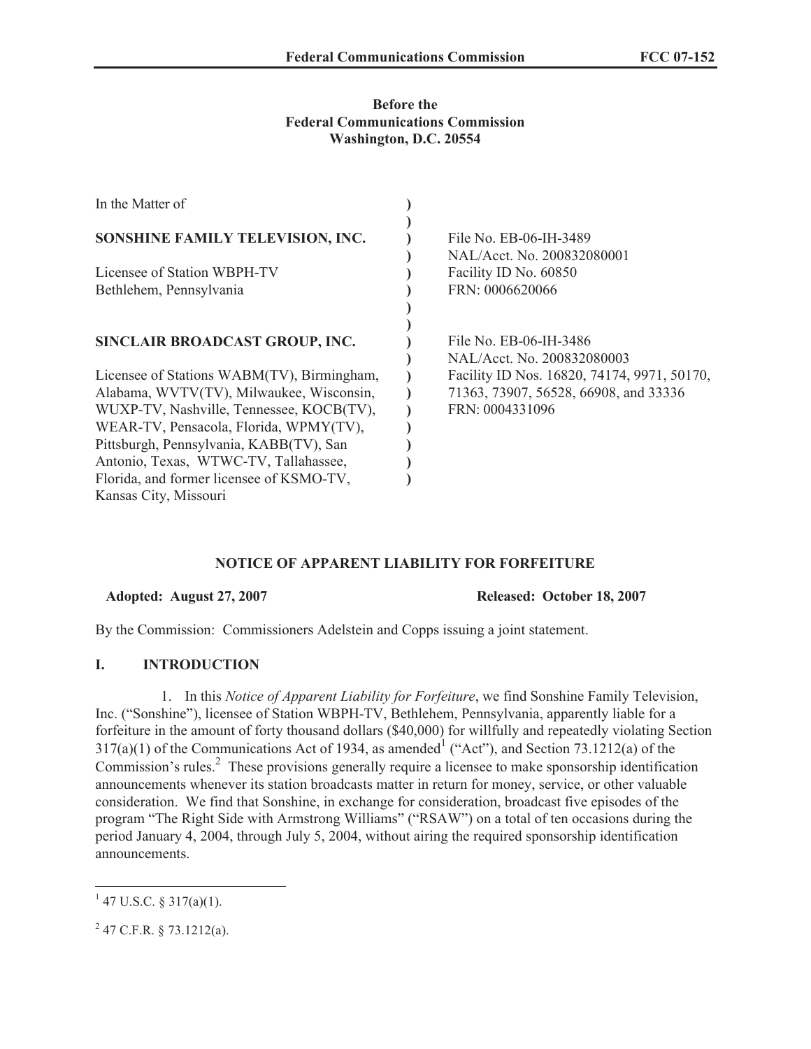**Before the**
**Federal Communications Commission**
**Washington, D.C. 20554**

| In the Matter of | ) | |
|---|---|---|
| | ) | |
| **SONSHINE FAMILY TELEVISION, INC.** | ) | File No. EB-06-IH-3489 |
| | ) | NAL/Acct. No. 200832080001 |
| Licensee of Station WBPH-TV | ) | Facility ID No. 60850 |
| Bethlehem, Pennsylvania | ) | FRN: 0006620066 |
| | ) | |
| | ) | |
| **SINCLAIR BROADCAST GROUP, INC.** | ) | File No. EB-06-IH-3486 |
| | ) | NAL/Acct. No. 200832080003 |
| Licensee of Stations WABM(TV), Birmingham, Alabama, WVTV(TV), Milwaukee, Wisconsin, WUXP-TV, Nashville, Tennessee, KOCB(TV), WEAR-TV, Pensacola, Florida, WPMY(TV), Pittsburgh, Pennsylvania, KABB(TV), San Antonio, Texas, WTWC-TV, Tallahassee, Florida, and former licensee of KSMO-TV, Kansas City, Missouri | ) | Facility ID Nos. 16820, 74174, 9971, 50170, 71363, 73907, 56528, 66908, and 33336 FRN: 0004331096 |

**NOTICE OF APPARENT LIABILITY FOR FORFEITURE**

**Adopted: August 27, 2007** **Released: October 18, 2007**

By the Commission: Commissioners Adelstein and Copps issuing a joint statement.

## I. INTRODUCTION

1. In this *Notice of Apparent Liability for Forfeiture*, we find Sonshine Family Television, Inc. ("Sonshine"), licensee of Station WBPH-TV, Bethlehem, Pennsylvania, apparently liable for a forfeiture in the amount of forty thousand dollars ($40,000) for willfully and repeatedly violating Section 317(a)(1) of the Communications Act of 1934, as amended[1] ("Act"), and Section 73.1212(a) of the Commission's rules.[2] These provisions generally require a licensee to make sponsorship identification announcements whenever its station broadcasts matter in return for money, service, or other valuable consideration. We find that Sonshine, in exchange for consideration, broadcast five episodes of the program "The Right Side with Armstrong Williams" ("RSAW") on a total of ten occasions during the period January 4, 2004, through July 5, 2004, without airing the required sponsorship identification announcements.

[1] 47 U.S.C. § 317(a)(1).

[2] 47 C.F.R. § 73.1212(a).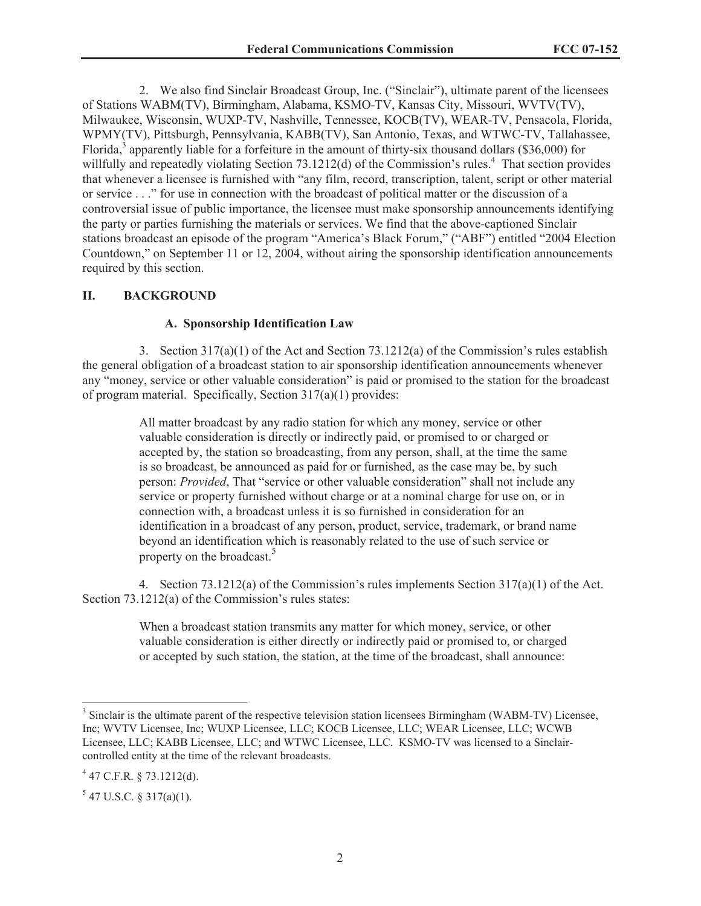2. We also find Sinclair Broadcast Group, Inc. ("Sinclair"), ultimate parent of the licensees of Stations WABM(TV), Birmingham, Alabama, KSMO-TV, Kansas City, Missouri, WVTV(TV), Milwaukee, Wisconsin, WUXP-TV, Nashville, Tennessee, KOCB(TV), WEAR-TV, Pensacola, Florida, WPMY(TV), Pittsburgh, Pennsylvania, KABB(TV), San Antonio, Texas, and WTWC-TV, Tallahassee, Florida,[3] apparently liable for a forfeiture in the amount of thirty-six thousand dollars ($36,000) for willfully and repeatedly violating Section 73.1212(d) of the Commission's rules.[4] That section provides that whenever a licensee is furnished with "any film, record, transcription, talent, script or other material or service . . ." for use in connection with the broadcast of political matter or the discussion of a controversial issue of public importance, the licensee must make sponsorship announcements identifying the party or parties furnishing the materials or services. We find that the above-captioned Sinclair stations broadcast an episode of the program "America's Black Forum," ("ABF") entitled "2004 Election Countdown," on September 11 or 12, 2004, without airing the sponsorship identification announcements required by this section.

## II. BACKGROUND

### A. Sponsorship Identification Law

3. Section 317(a)(1) of the Act and Section 73.1212(a) of the Commission's rules establish the general obligation of a broadcast station to air sponsorship identification announcements whenever any "money, service or other valuable consideration" is paid or promised to the station for the broadcast of program material. Specifically, Section 317(a)(1) provides:

> All matter broadcast by any radio station for which any money, service or other valuable consideration is directly or indirectly paid, or promised to or charged or accepted by, the station so broadcasting, from any person, shall, at the time the same is so broadcast, be announced as paid for or furnished, as the case may be, by such person: *Provided*, That "service or other valuable consideration" shall not include any service or property furnished without charge or at a nominal charge for use on, or in connection with, a broadcast unless it is so furnished in consideration for an identification in a broadcast of any person, product, service, trademark, or brand name beyond an identification which is reasonably related to the use of such service or property on the broadcast.[5]

4. Section 73.1212(a) of the Commission's rules implements Section 317(a)(1) of the Act. Section 73.1212(a) of the Commission's rules states:

> When a broadcast station transmits any matter for which money, service, or other valuable consideration is either directly or indirectly paid or promised to, or charged or accepted by such station, the station, at the time of the broadcast, shall announce:

---

[3] Sinclair is the ultimate parent of the respective television station licensees Birmingham (WABM-TV) Licensee, Inc; WVTV Licensee, Inc; WUXP Licensee, LLC; KOCB Licensee, LLC; WEAR Licensee, LLC; WCWB Licensee, LLC; KABB Licensee, LLC; and WTWC Licensee, LLC. KSMO-TV was licensed to a Sinclair-controlled entity at the time of the relevant broadcasts.

[4] 47 C.F.R. § 73.1212(d).

[5] 47 U.S.C. § 317(a)(1).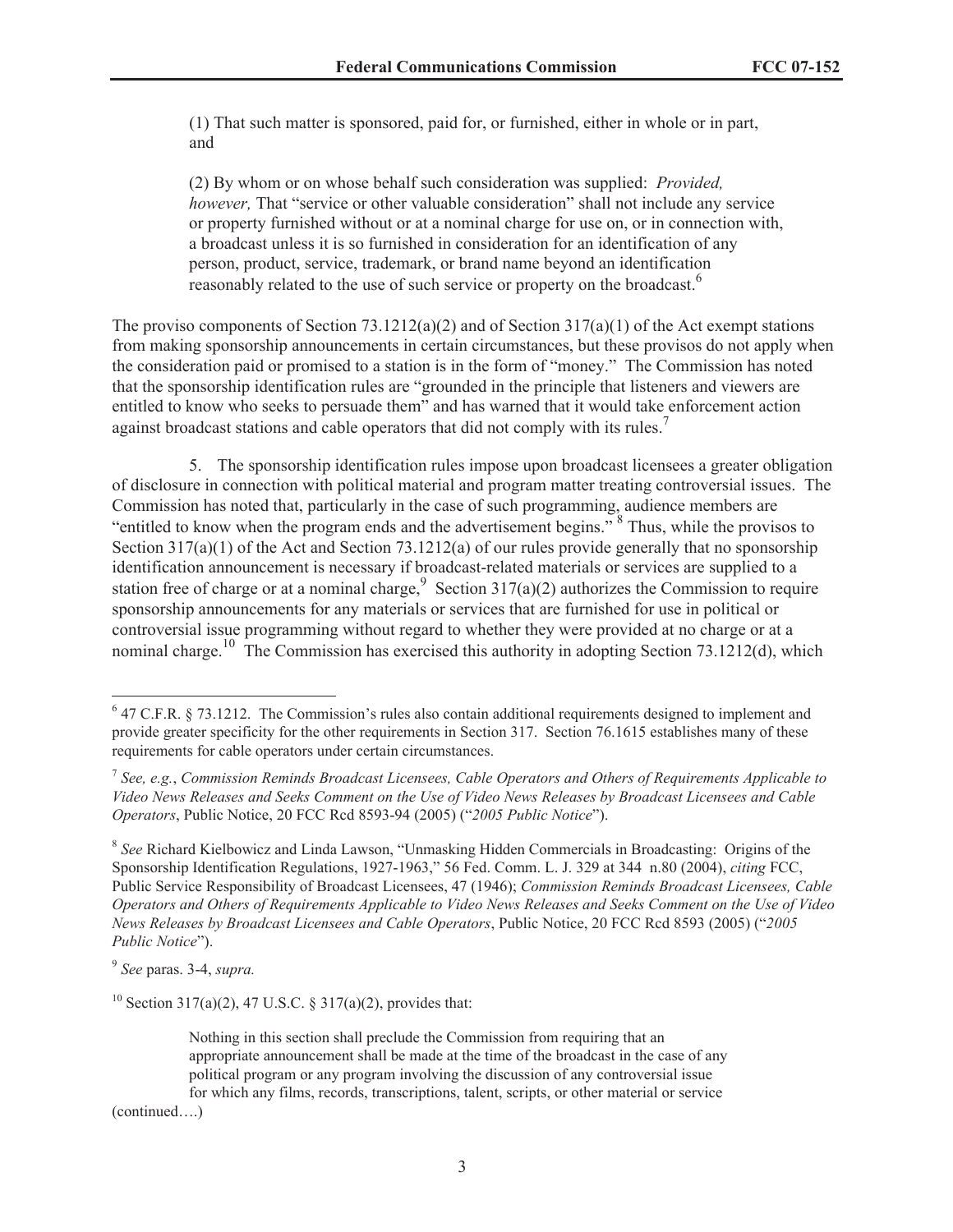> (1) That such matter is sponsored, paid for, or furnished, either in whole or in part, and
>
> (2) By whom or on whose behalf such consideration was supplied: *Provided, however,* That "service or other valuable consideration" shall not include any service or property furnished without or at a nominal charge for use on, or in connection with, a broadcast unless it is so furnished in consideration for an identification of any person, product, service, trademark, or brand name beyond an identification reasonably related to the use of such service or property on the broadcast.[6]

The proviso components of Section 73.1212(a)(2) and of Section 317(a)(1) of the Act exempt stations from making sponsorship announcements in certain circumstances, but these provisos do not apply when the consideration paid or promised to a station is in the form of "money." The Commission has noted that the sponsorship identification rules are "grounded in the principle that listeners and viewers are entitled to know who seeks to persuade them" and has warned that it would take enforcement action against broadcast stations and cable operators that did not comply with its rules.[7]

5. The sponsorship identification rules impose upon broadcast licensees a greater obligation of disclosure in connection with political material and program matter treating controversial issues. The Commission has noted that, particularly in the case of such programming, audience members are "entitled to know when the program ends and the advertisement begins." [8] Thus, while the provisos to Section 317(a)(1) of the Act and Section 73.1212(a) of our rules provide generally that no sponsorship identification announcement is necessary if broadcast-related materials or services are supplied to a station free of charge or at a nominal charge,[9] Section 317(a)(2) authorizes the Commission to require sponsorship announcements for any materials or services that are furnished for use in political or controversial issue programming without regard to whether they were provided at no charge or at a nominal charge.[10] The Commission has exercised this authority in adopting Section 73.1212(d), which

---

[6] 47 C.F.R. § 73.1212. The Commission's rules also contain additional requirements designed to implement and provide greater specificity for the other requirements in Section 317. Section 76.1615 establishes many of these requirements for cable operators under certain circumstances.

[7] *See, e.g.*, *Commission Reminds Broadcast Licensees, Cable Operators and Others of Requirements Applicable to Video News Releases and Seeks Comment on the Use of Video News Releases by Broadcast Licensees and Cable Operators*, Public Notice, 20 FCC Rcd 8593-94 (2005) ("*2005 Public Notice*").

[8] *See* Richard Kielbowicz and Linda Lawson, "Unmasking Hidden Commercials in Broadcasting: Origins of the Sponsorship Identification Regulations, 1927-1963," 56 Fed. Comm. L. J. 329 at 344 n.80 (2004), *citing* FCC, Public Service Responsibility of Broadcast Licensees, 47 (1946); *Commission Reminds Broadcast Licensees, Cable Operators and Others of Requirements Applicable to Video News Releases and Seeks Comment on the Use of Video News Releases by Broadcast Licensees and Cable Operators*, Public Notice, 20 FCC Rcd 8593 (2005) ("*2005 Public Notice*").

[9] *See* paras. 3-4, *supra.*

[10] Section 317(a)(2), 47 U.S.C. § 317(a)(2), provides that:

> Nothing in this section shall preclude the Commission from requiring that an appropriate announcement shall be made at the time of the broadcast in the case of any political program or any program involving the discussion of any controversial issue for which any films, records, transcriptions, talent, scripts, or other material or service

(continued….)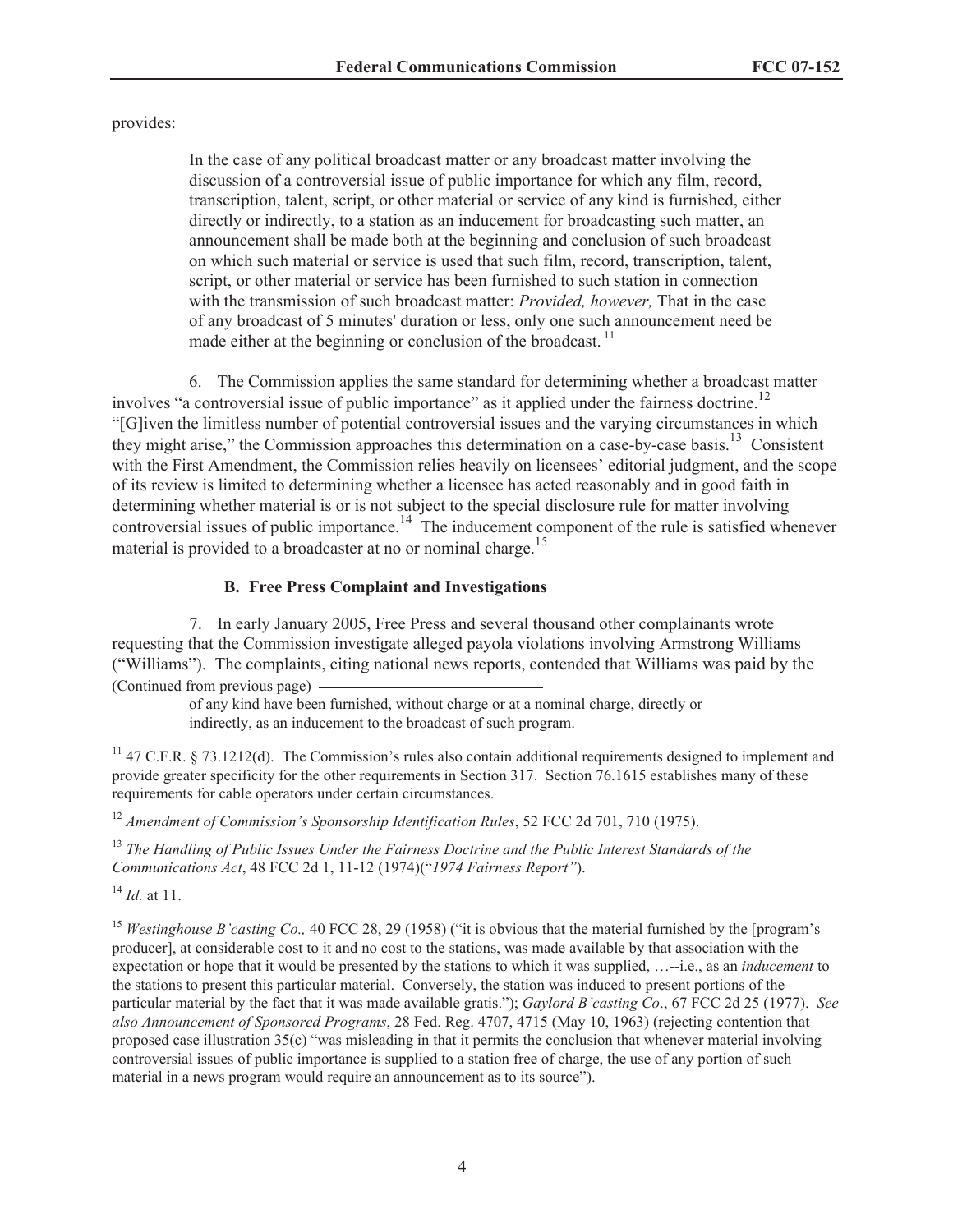provides:

> In the case of any political broadcast matter or any broadcast matter involving the discussion of a controversial issue of public importance for which any film, record, transcription, talent, script, or other material or service of any kind is furnished, either directly or indirectly, to a station as an inducement for broadcasting such matter, an announcement shall be made both at the beginning and conclusion of such broadcast on which such material or service is used that such film, record, transcription, talent, script, or other material or service has been furnished to such station in connection with the transmission of such broadcast matter: *Provided, however,* That in the case of any broadcast of 5 minutes' duration or less, only one such announcement need be made either at the beginning or conclusion of the broadcast. [11]

6. The Commission applies the same standard for determining whether a broadcast matter involves "a controversial issue of public importance" as it applied under the fairness doctrine.[12] "[G]iven the limitless number of potential controversial issues and the varying circumstances in which they might arise," the Commission approaches this determination on a case-by-case basis.[13] Consistent with the First Amendment, the Commission relies heavily on licensees' editorial judgment, and the scope of its review is limited to determining whether a licensee has acted reasonably and in good faith in determining whether material is or is not subject to the special disclosure rule for matter involving controversial issues of public importance.[14] The inducement component of the rule is satisfied whenever material is provided to a broadcaster at no or nominal charge.[15]

### B. Free Press Complaint and Investigations

7. In early January 2005, Free Press and several thousand other complainants wrote requesting that the Commission investigate alleged payola violations involving Armstrong Williams ("Williams"). The complaints, citing national news reports, contended that Williams was paid by the

(Continued from previous page)

> of any kind have been furnished, without charge or at a nominal charge, directly or indirectly, as an inducement to the broadcast of such program.

[11] 47 C.F.R. § 73.1212(d). The Commission's rules also contain additional requirements designed to implement and provide greater specificity for the other requirements in Section 317. Section 76.1615 establishes many of these requirements for cable operators under certain circumstances.

[12] *Amendment of Commission's Sponsorship Identification Rules*, 52 FCC 2d 701, 710 (1975).

[13] *The Handling of Public Issues Under the Fairness Doctrine and the Public Interest Standards of the Communications Act*, 48 FCC 2d 1, 11-12 (1974)("*1974 Fairness Report"*).

[14] *Id.* at 11.

[15] *Westinghouse B'casting Co.,* 40 FCC 28, 29 (1958) ("it is obvious that the material furnished by the [program's producer], at considerable cost to it and no cost to the stations, was made available by that association with the expectation or hope that it would be presented by the stations to which it was supplied, …--i.e., as an *inducement* to the stations to present this particular material. Conversely, the station was induced to present portions of the particular material by the fact that it was made available gratis."); *Gaylord B'casting Co*., 67 FCC 2d 25 (1977). *See also Announcement of Sponsored Programs*, 28 Fed. Reg. 4707, 4715 (May 10, 1963) (rejecting contention that proposed case illustration 35(c) "was misleading in that it permits the conclusion that whenever material involving controversial issues of public importance is supplied to a station free of charge, the use of any portion of such material in a news program would require an announcement as to its source").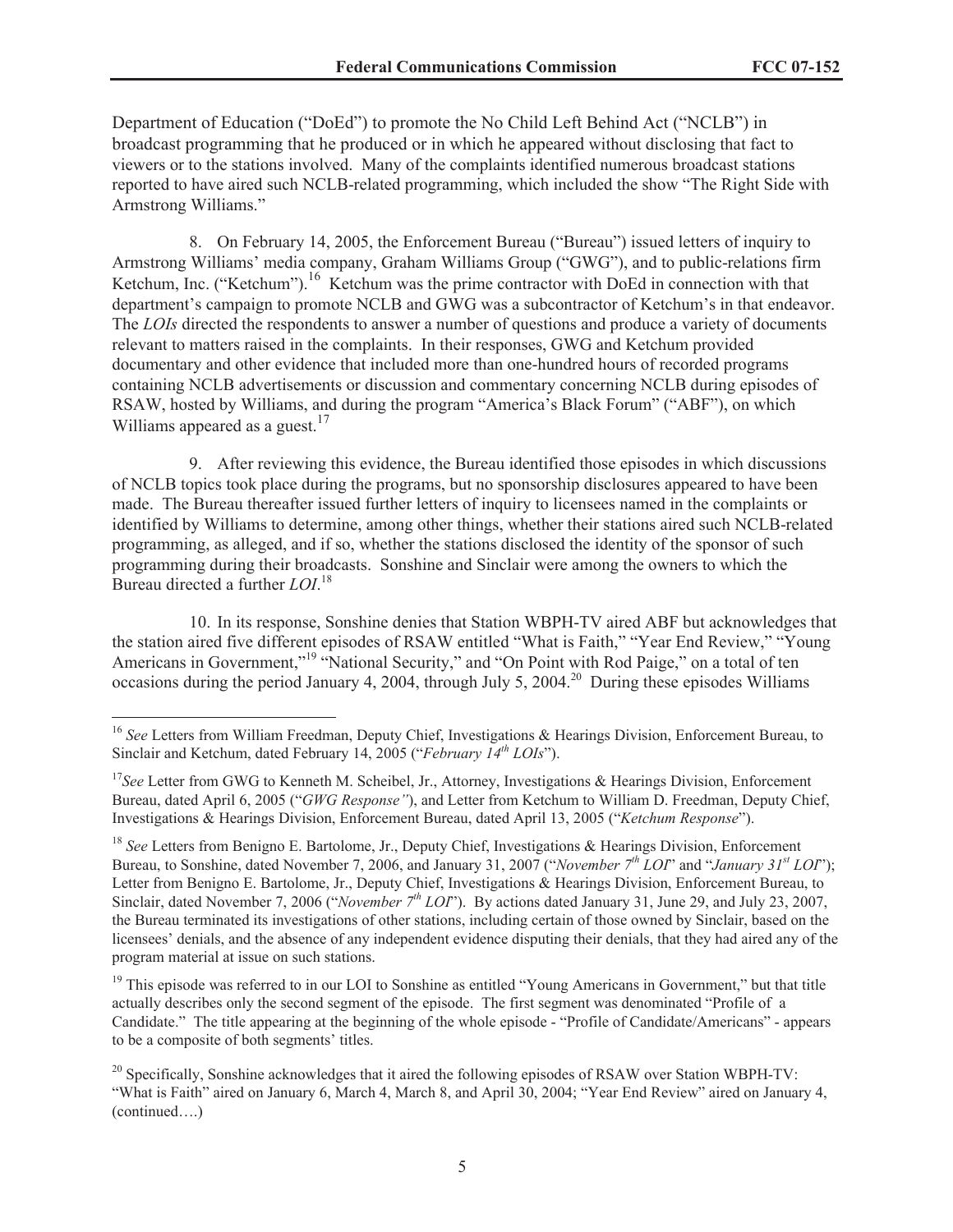Department of Education ("DoEd") to promote the No Child Left Behind Act ("NCLB") in broadcast programming that he produced or in which he appeared without disclosing that fact to viewers or to the stations involved. Many of the complaints identified numerous broadcast stations reported to have aired such NCLB-related programming, which included the show "The Right Side with Armstrong Williams."

8. On February 14, 2005, the Enforcement Bureau ("Bureau") issued letters of inquiry to Armstrong Williams' media company, Graham Williams Group ("GWG"), and to public-relations firm Ketchum, Inc. ("Ketchum").[16] Ketchum was the prime contractor with DoEd in connection with that department's campaign to promote NCLB and GWG was a subcontractor of Ketchum's in that endeavor. The *LOIs* directed the respondents to answer a number of questions and produce a variety of documents relevant to matters raised in the complaints. In their responses, GWG and Ketchum provided documentary and other evidence that included more than one-hundred hours of recorded programs containing NCLB advertisements or discussion and commentary concerning NCLB during episodes of RSAW, hosted by Williams, and during the program "America's Black Forum" ("ABF"), on which Williams appeared as a guest.[17]

9. After reviewing this evidence, the Bureau identified those episodes in which discussions of NCLB topics took place during the programs, but no sponsorship disclosures appeared to have been made. The Bureau thereafter issued further letters of inquiry to licensees named in the complaints or identified by Williams to determine, among other things, whether their stations aired such NCLB-related programming, as alleged, and if so, whether the stations disclosed the identity of the sponsor of such programming during their broadcasts. Sonshine and Sinclair were among the owners to which the Bureau directed a further *LOI*.[18]

10. In its response, Sonshine denies that Station WBPH-TV aired ABF but acknowledges that the station aired five different episodes of RSAW entitled "What is Faith," "Year End Review," "Young Americans in Government,"[19] "National Security," and "On Point with Rod Paige," on a total of ten occasions during the period January 4, 2004, through July 5, 2004.[20] During these episodes Williams

---

[16] *See* Letters from William Freedman, Deputy Chief, Investigations & Hearings Division, Enforcement Bureau, to Sinclair and Ketchum, dated February 14, 2005 ("*February 14th LOIs*").

[17] *See* Letter from GWG to Kenneth M. Scheibel, Jr., Attorney, Investigations & Hearings Division, Enforcement Bureau, dated April 6, 2005 ("*GWG Response"*), and Letter from Ketchum to William D. Freedman, Deputy Chief, Investigations & Hearings Division, Enforcement Bureau, dated April 13, 2005 ("*Ketchum Response*").

[18] *See* Letters from Benigno E. Bartolome, Jr., Deputy Chief, Investigations & Hearings Division, Enforcement Bureau, to Sonshine, dated November 7, 2006, and January 31, 2007 ("*November 7th LOI*" and "*January 31st LOI*"); Letter from Benigno E. Bartolome, Jr., Deputy Chief, Investigations & Hearings Division, Enforcement Bureau, to Sinclair, dated November 7, 2006 ("*November 7th LOI*"). By actions dated January 31, June 29, and July 23, 2007, the Bureau terminated its investigations of other stations, including certain of those owned by Sinclair, based on the licensees' denials, and the absence of any independent evidence disputing their denials, that they had aired any of the program material at issue on such stations.

[19] This episode was referred to in our LOI to Sonshine as entitled "Young Americans in Government," but that title actually describes only the second segment of the episode. The first segment was denominated "Profile of a Candidate." The title appearing at the beginning of the whole episode - "Profile of Candidate/Americans" - appears to be a composite of both segments' titles.

[20] Specifically, Sonshine acknowledges that it aired the following episodes of RSAW over Station WBPH-TV: "What is Faith" aired on January 6, March 4, March 8, and April 30, 2004; "Year End Review" aired on January 4, (continued….)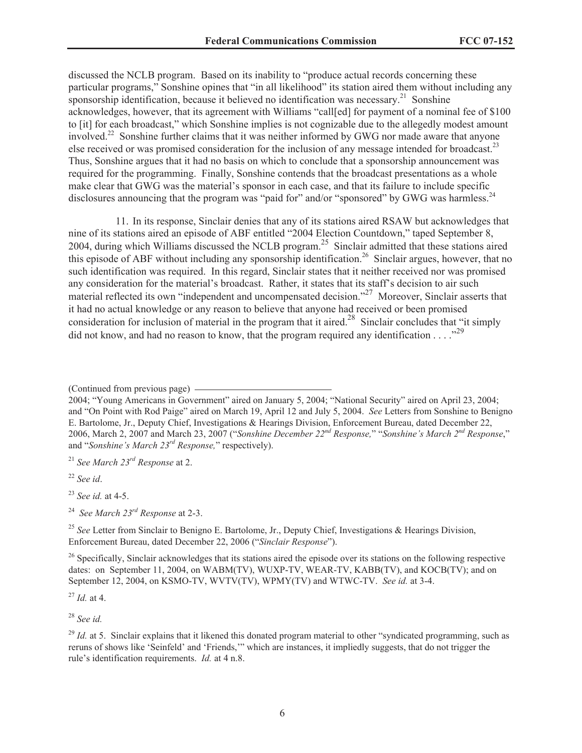discussed the NCLB program. Based on its inability to "produce actual records concerning these particular programs," Sonshine opines that "in all likelihood" its station aired them without including any sponsorship identification, because it believed no identification was necessary.[21] Sonshine acknowledges, however, that its agreement with Williams "call[ed] for payment of a nominal fee of $100 to [it] for each broadcast," which Sonshine implies is not cognizable due to the allegedly modest amount involved.[22] Sonshine further claims that it was neither informed by GWG nor made aware that anyone else received or was promised consideration for the inclusion of any message intended for broadcast.[23] Thus, Sonshine argues that it had no basis on which to conclude that a sponsorship announcement was required for the programming. Finally, Sonshine contends that the broadcast presentations as a whole make clear that GWG was the material's sponsor in each case, and that its failure to include specific disclosures announcing that the program was "paid for" and/or "sponsored" by GWG was harmless.[24]

11. In its response, Sinclair denies that any of its stations aired RSAW but acknowledges that nine of its stations aired an episode of ABF entitled "2004 Election Countdown," taped September 8, 2004, during which Williams discussed the NCLB program.[25] Sinclair admitted that these stations aired this episode of ABF without including any sponsorship identification.[26] Sinclair argues, however, that no such identification was required. In this regard, Sinclair states that it neither received nor was promised any consideration for the material's broadcast. Rather, it states that its staff's decision to air such material reflected its own "independent and uncompensated decision."[27] Moreover, Sinclair asserts that it had no actual knowledge or any reason to believe that anyone had received or been promised consideration for inclusion of material in the program that it aired.[28] Sinclair concludes that "it simply did not know, and had no reason to know, that the program required any identification . . . ."[29]

(Continued from previous page)

2004; "Young Americans in Government" aired on January 5, 2004; "National Security" aired on April 23, 2004; and "On Point with Rod Paige" aired on March 19, April 12 and July 5, 2004. *See* Letters from Sonshine to Benigno E. Bartolome, Jr., Deputy Chief, Investigations & Hearings Division, Enforcement Bureau, dated December 22, 2006, March 2, 2007 and March 23, 2007 ("*Sonshine December 22nd Response,*" "*Sonshine's March 2nd Response*," and "*Sonshine's March 23rd Response,*" respectively).

[21] *See March 23rd Response* at 2.

[22] *See id*.

[23] *See id.* at 4-5.

[24] *See March 23rd Response* at 2-3.

[25] *See* Letter from Sinclair to Benigno E. Bartolome, Jr., Deputy Chief, Investigations & Hearings Division, Enforcement Bureau, dated December 22, 2006 ("*Sinclair Response*").

[26] Specifically, Sinclair acknowledges that its stations aired the episode over its stations on the following respective dates: on September 11, 2004, on WABM(TV), WUXP-TV, WEAR-TV, KABB(TV), and KOCB(TV); and on September 12, 2004, on KSMO-TV, WVTV(TV), WPMY(TV) and WTWC-TV. *See id.* at 3-4.

[27] *Id.* at 4.

[28] *See id.*

[29] *Id.* at 5. Sinclair explains that it likened this donated program material to other "syndicated programming, such as reruns of shows like 'Seinfeld' and 'Friends,'" which are instances, it impliedly suggests, that do not trigger the rule's identification requirements. *Id.* at 4 n.8.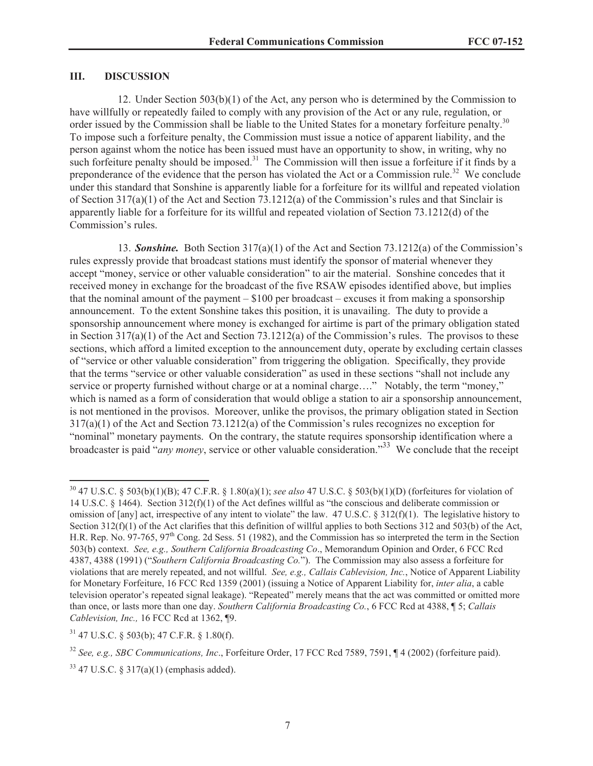## III. DISCUSSION

12. Under Section 503(b)(1) of the Act, any person who is determined by the Commission to have willfully or repeatedly failed to comply with any provision of the Act or any rule, regulation, or order issued by the Commission shall be liable to the United States for a monetary forfeiture penalty.[30] To impose such a forfeiture penalty, the Commission must issue a notice of apparent liability, and the person against whom the notice has been issued must have an opportunity to show, in writing, why no such forfeiture penalty should be imposed.[31] The Commission will then issue a forfeiture if it finds by a preponderance of the evidence that the person has violated the Act or a Commission rule.[32] We conclude under this standard that Sonshine is apparently liable for a forfeiture for its willful and repeated violation of Section 317(a)(1) of the Act and Section 73.1212(a) of the Commission's rules and that Sinclair is apparently liable for a forfeiture for its willful and repeated violation of Section 73.1212(d) of the Commission's rules.

13. ***Sonshine.*** Both Section 317(a)(1) of the Act and Section 73.1212(a) of the Commission's rules expressly provide that broadcast stations must identify the sponsor of material whenever they accept "money, service or other valuable consideration" to air the material. Sonshine concedes that it received money in exchange for the broadcast of the five RSAW episodes identified above, but implies that the nominal amount of the payment – $100 per broadcast – excuses it from making a sponsorship announcement. To the extent Sonshine takes this position, it is unavailing. The duty to provide a sponsorship announcement where money is exchanged for airtime is part of the primary obligation stated in Section 317(a)(1) of the Act and Section 73.1212(a) of the Commission's rules. The provisos to these sections, which afford a limited exception to the announcement duty, operate by excluding certain classes of "service or other valuable consideration" from triggering the obligation. Specifically, they provide that the terms "service or other valuable consideration" as used in these sections "shall not include any service or property furnished without charge or at a nominal charge…." Notably, the term "money," which is named as a form of consideration that would oblige a station to air a sponsorship announcement, is not mentioned in the provisos. Moreover, unlike the provisos, the primary obligation stated in Section 317(a)(1) of the Act and Section 73.1212(a) of the Commission's rules recognizes no exception for "nominal" monetary payments. On the contrary, the statute requires sponsorship identification where a broadcaster is paid "*any money*, service or other valuable consideration."[33] We conclude that the receipt

---

[30] 47 U.S.C. § 503(b)(1)(B); 47 C.F.R. § 1.80(a)(1); *see also* 47 U.S.C. § 503(b)(1)(D) (forfeitures for violation of 14 U.S.C. § 1464). Section 312(f)(1) of the Act defines willful as "the conscious and deliberate commission or omission of [any] act, irrespective of any intent to violate" the law. 47 U.S.C. § 312(f)(1). The legislative history to Section 312(f)(1) of the Act clarifies that this definition of willful applies to both Sections 312 and 503(b) of the Act, H.R. Rep. No. 97-765, 97th Cong. 2d Sess. 51 (1982), and the Commission has so interpreted the term in the Section 503(b) context. *See, e.g., Southern California Broadcasting Co*., Memorandum Opinion and Order, 6 FCC Rcd 4387, 4388 (1991) ("*Southern California Broadcasting Co.*"). The Commission may also assess a forfeiture for violations that are merely repeated, and not willful. *See, e.g., Callais Cablevision, Inc.*, Notice of Apparent Liability for Monetary Forfeiture, 16 FCC Rcd 1359 (2001) (issuing a Notice of Apparent Liability for, *inter alia*, a cable television operator's repeated signal leakage). "Repeated" merely means that the act was committed or omitted more than once, or lasts more than one day. *Southern California Broadcasting Co.*, 6 FCC Rcd at 4388, ¶ 5; *Callais Cablevision, Inc.,* 16 FCC Rcd at 1362, ¶9.

[31] 47 U.S.C. § 503(b); 47 C.F.R. § 1.80(f).

[32] *See, e.g., SBC Communications, Inc*., Forfeiture Order, 17 FCC Rcd 7589, 7591, ¶ 4 (2002) (forfeiture paid).

[33] 47 U.S.C. § 317(a)(1) (emphasis added).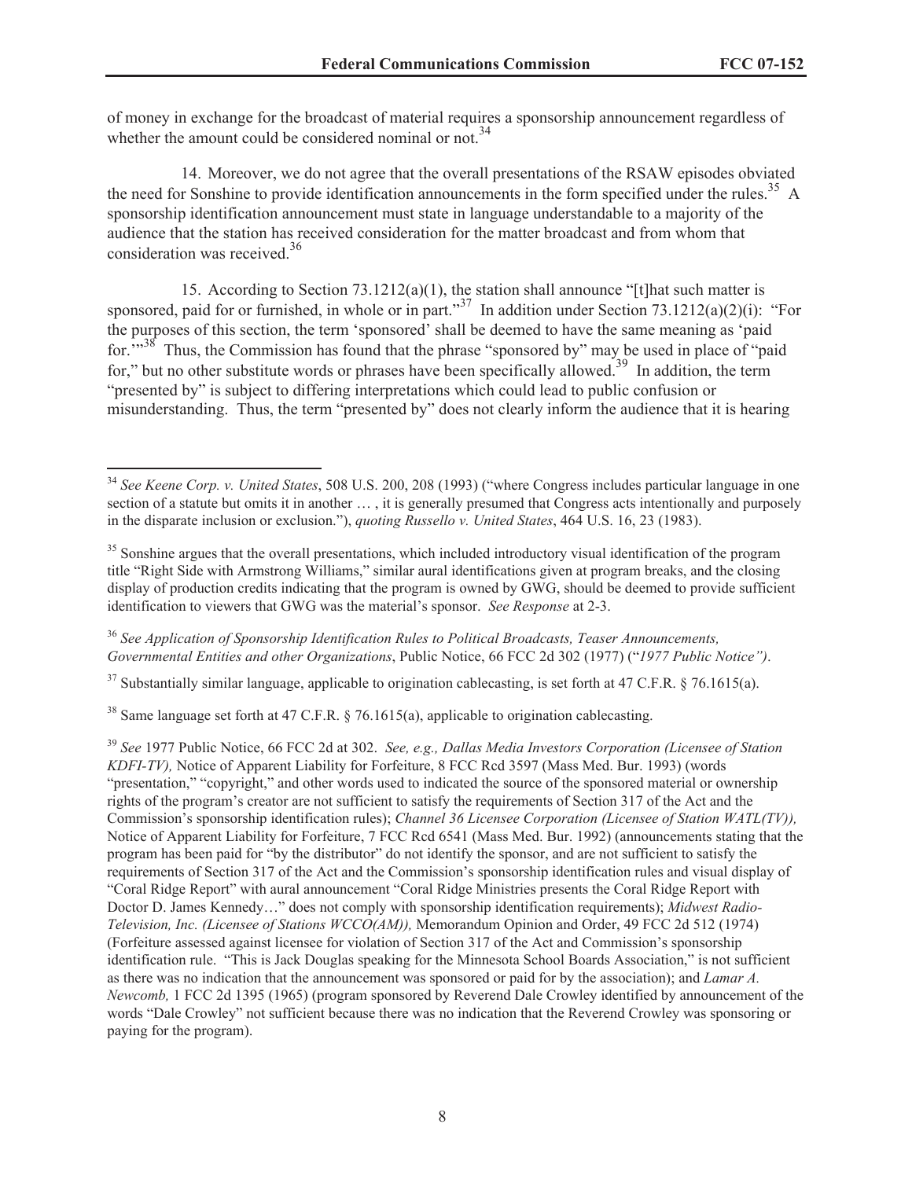of money in exchange for the broadcast of material requires a sponsorship announcement regardless of whether the amount could be considered nominal or not.[34]

14. Moreover, we do not agree that the overall presentations of the RSAW episodes obviated the need for Sonshine to provide identification announcements in the form specified under the rules.[35] A sponsorship identification announcement must state in language understandable to a majority of the audience that the station has received consideration for the matter broadcast and from whom that consideration was received.[36]

15. According to Section 73.1212(a)(1), the station shall announce "[t]hat such matter is sponsored, paid for or furnished, in whole or in part."[37] In addition under Section 73.1212(a)(2)(i): "For the purposes of this section, the term 'sponsored' shall be deemed to have the same meaning as 'paid for.'"[38] Thus, the Commission has found that the phrase "sponsored by" may be used in place of "paid for," but no other substitute words or phrases have been specifically allowed.[39] In addition, the term "presented by" is subject to differing interpretations which could lead to public confusion or misunderstanding. Thus, the term "presented by" does not clearly inform the audience that it is hearing

---

[34] *See Keene Corp. v. United States*, 508 U.S. 200, 208 (1993) ("where Congress includes particular language in one section of a statute but omits it in another … , it is generally presumed that Congress acts intentionally and purposely in the disparate inclusion or exclusion."), *quoting Russello v. United States*, 464 U.S. 16, 23 (1983).

[35] Sonshine argues that the overall presentations, which included introductory visual identification of the program title "Right Side with Armstrong Williams," similar aural identifications given at program breaks, and the closing display of production credits indicating that the program is owned by GWG, should be deemed to provide sufficient identification to viewers that GWG was the material's sponsor. *See Response* at 2-3.

[36] *See Application of Sponsorship Identification Rules to Political Broadcasts, Teaser Announcements, Governmental Entities and other Organizations*, Public Notice, 66 FCC 2d 302 (1977) ("*1977 Public Notice")*.

[37] Substantially similar language, applicable to origination cablecasting, is set forth at 47 C.F.R. § 76.1615(a).

[38] Same language set forth at 47 C.F.R. § 76.1615(a), applicable to origination cablecasting.

[39] *See* 1977 Public Notice, 66 FCC 2d at 302. *See, e.g., Dallas Media Investors Corporation (Licensee of Station KDFI-TV),* Notice of Apparent Liability for Forfeiture, 8 FCC Rcd 3597 (Mass Med. Bur. 1993) (words "presentation," "copyright," and other words used to indicated the source of the sponsored material or ownership rights of the program's creator are not sufficient to satisfy the requirements of Section 317 of the Act and the Commission's sponsorship identification rules); *Channel 36 Licensee Corporation (Licensee of Station WATL(TV)),* Notice of Apparent Liability for Forfeiture, 7 FCC Rcd 6541 (Mass Med. Bur. 1992) (announcements stating that the program has been paid for "by the distributor" do not identify the sponsor, and are not sufficient to satisfy the requirements of Section 317 of the Act and the Commission's sponsorship identification rules and visual display of "Coral Ridge Report" with aural announcement "Coral Ridge Ministries presents the Coral Ridge Report with Doctor D. James Kennedy…" does not comply with sponsorship identification requirements); *Midwest Radio-Television, Inc. (Licensee of Stations WCCO(AM)),* Memorandum Opinion and Order, 49 FCC 2d 512 (1974) (Forfeiture assessed against licensee for violation of Section 317 of the Act and Commission's sponsorship identification rule. "This is Jack Douglas speaking for the Minnesota School Boards Association," is not sufficient as there was no indication that the announcement was sponsored or paid for by the association); and *Lamar A. Newcomb,* 1 FCC 2d 1395 (1965) (program sponsored by Reverend Dale Crowley identified by announcement of the words "Dale Crowley" not sufficient because there was no indication that the Reverend Crowley was sponsoring or paying for the program).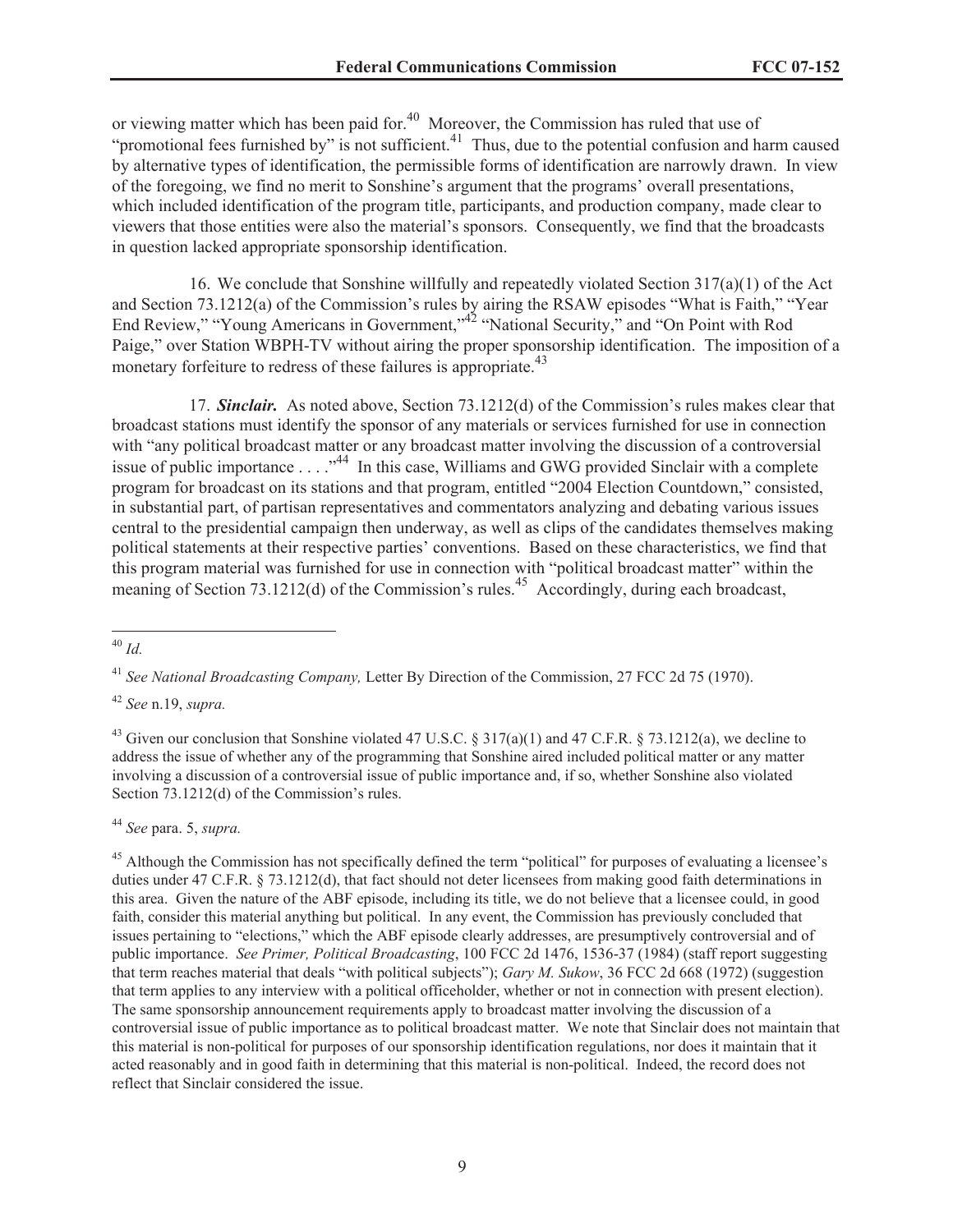or viewing matter which has been paid for.[40] Moreover, the Commission has ruled that use of "promotional fees furnished by" is not sufficient.[41] Thus, due to the potential confusion and harm caused by alternative types of identification, the permissible forms of identification are narrowly drawn. In view of the foregoing, we find no merit to Sonshine's argument that the programs' overall presentations, which included identification of the program title, participants, and production company, made clear to viewers that those entities were also the material's sponsors. Consequently, we find that the broadcasts in question lacked appropriate sponsorship identification.

16. We conclude that Sonshine willfully and repeatedly violated Section 317(a)(1) of the Act and Section 73.1212(a) of the Commission's rules by airing the RSAW episodes "What is Faith," "Year End Review," "Young Americans in Government,"[42] "National Security," and "On Point with Rod Paige," over Station WBPH-TV without airing the proper sponsorship identification. The imposition of a monetary forfeiture to redress of these failures is appropriate.[43]

17. ***Sinclair.*** As noted above, Section 73.1212(d) of the Commission's rules makes clear that broadcast stations must identify the sponsor of any materials or services furnished for use in connection with "any political broadcast matter or any broadcast matter involving the discussion of a controversial issue of public importance . . . ."[44] In this case, Williams and GWG provided Sinclair with a complete program for broadcast on its stations and that program, entitled "2004 Election Countdown," consisted, in substantial part, of partisan representatives and commentators analyzing and debating various issues central to the presidential campaign then underway, as well as clips of the candidates themselves making political statements at their respective parties' conventions. Based on these characteristics, we find that this program material was furnished for use in connection with "political broadcast matter" within the meaning of Section 73.1212(d) of the Commission's rules.[45] Accordingly, during each broadcast,

---

[40] *Id.*

[41] *See National Broadcasting Company,* Letter By Direction of the Commission, 27 FCC 2d 75 (1970).

[42] *See* n.19, *supra.*

[43] Given our conclusion that Sonshine violated 47 U.S.C. § 317(a)(1) and 47 C.F.R. § 73.1212(a), we decline to address the issue of whether any of the programming that Sonshine aired included political matter or any matter involving a discussion of a controversial issue of public importance and, if so, whether Sonshine also violated Section 73.1212(d) of the Commission's rules.

[44] *See* para. 5, *supra.*

[45] Although the Commission has not specifically defined the term "political" for purposes of evaluating a licensee's duties under 47 C.F.R. § 73.1212(d), that fact should not deter licensees from making good faith determinations in this area. Given the nature of the ABF episode, including its title, we do not believe that a licensee could, in good faith, consider this material anything but political. In any event, the Commission has previously concluded that issues pertaining to "elections," which the ABF episode clearly addresses, are presumptively controversial and of public importance. *See Primer, Political Broadcasting*, 100 FCC 2d 1476, 1536-37 (1984) (staff report suggesting that term reaches material that deals "with political subjects"); *Gary M. Sukow*, 36 FCC 2d 668 (1972) (suggestion that term applies to any interview with a political officeholder, whether or not in connection with present election). The same sponsorship announcement requirements apply to broadcast matter involving the discussion of a controversial issue of public importance as to political broadcast matter. We note that Sinclair does not maintain that this material is non-political for purposes of our sponsorship identification regulations, nor does it maintain that it acted reasonably and in good faith in determining that this material is non-political. Indeed, the record does not reflect that Sinclair considered the issue.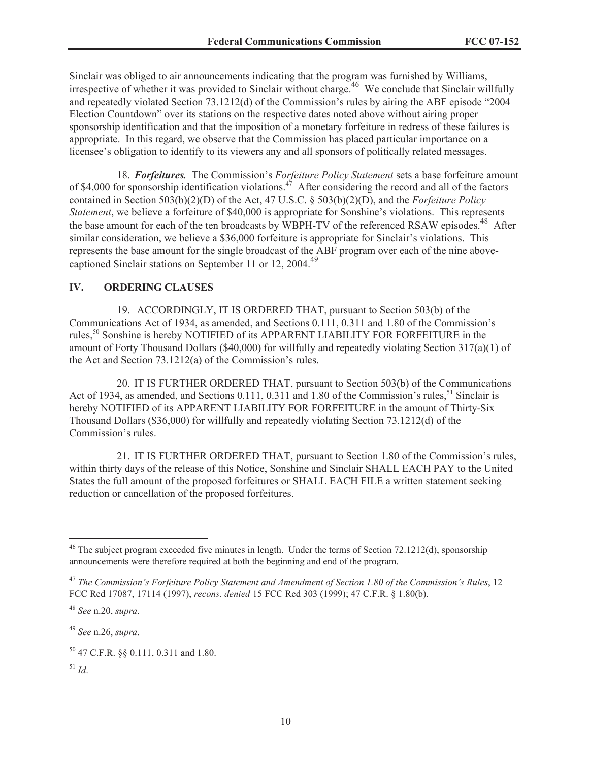Sinclair was obliged to air announcements indicating that the program was furnished by Williams, irrespective of whether it was provided to Sinclair without charge.[46] We conclude that Sinclair willfully and repeatedly violated Section 73.1212(d) of the Commission's rules by airing the ABF episode "2004 Election Countdown" over its stations on the respective dates noted above without airing proper sponsorship identification and that the imposition of a monetary forfeiture in redress of these failures is appropriate. In this regard, we observe that the Commission has placed particular importance on a licensee's obligation to identify to its viewers any and all sponsors of politically related messages.

18. ***Forfeitures.*** The Commission's *Forfeiture Policy Statement* sets a base forfeiture amount of $4,000 for sponsorship identification violations.[47] After considering the record and all of the factors contained in Section 503(b)(2)(D) of the Act, 47 U.S.C. § 503(b)(2)(D), and the *Forfeiture Policy Statement*, we believe a forfeiture of $40,000 is appropriate for Sonshine's violations. This represents the base amount for each of the ten broadcasts by WBPH-TV of the referenced RSAW episodes.[48] After similar consideration, we believe a $36,000 forfeiture is appropriate for Sinclair's violations. This represents the base amount for the single broadcast of the ABF program over each of the nine above-captioned Sinclair stations on September 11 or 12, 2004.[49]

## IV. ORDERING CLAUSES

19. ACCORDINGLY, IT IS ORDERED THAT, pursuant to Section 503(b) of the Communications Act of 1934, as amended, and Sections 0.111, 0.311 and 1.80 of the Commission's rules,[50] Sonshine is hereby NOTIFIED of its APPARENT LIABILITY FOR FORFEITURE in the amount of Forty Thousand Dollars ($40,000) for willfully and repeatedly violating Section 317(a)(1) of the Act and Section 73.1212(a) of the Commission's rules.

20. IT IS FURTHER ORDERED THAT, pursuant to Section 503(b) of the Communications Act of 1934, as amended, and Sections 0.111, 0.311 and 1.80 of the Commission's rules,[51] Sinclair is hereby NOTIFIED of its APPARENT LIABILITY FOR FORFEITURE in the amount of Thirty-Six Thousand Dollars ($36,000) for willfully and repeatedly violating Section 73.1212(d) of the Commission's rules.

21. IT IS FURTHER ORDERED THAT, pursuant to Section 1.80 of the Commission's rules, within thirty days of the release of this Notice, Sonshine and Sinclair SHALL EACH PAY to the United States the full amount of the proposed forfeitures or SHALL EACH FILE a written statement seeking reduction or cancellation of the proposed forfeitures.

---

[46] The subject program exceeded five minutes in length. Under the terms of Section 72.1212(d), sponsorship announcements were therefore required at both the beginning and end of the program.

[47] *The Commission's Forfeiture Policy Statement and Amendment of Section 1.80 of the Commission's Rules*, 12 FCC Rcd 17087, 17114 (1997), *recons. denied* 15 FCC Rcd 303 (1999); 47 C.F.R. § 1.80(b).

[48] *See* n.20, *supra*.

[49] *See* n.26, *supra*.

[50] 47 C.F.R. §§ 0.111, 0.311 and 1.80.

[51] *Id*.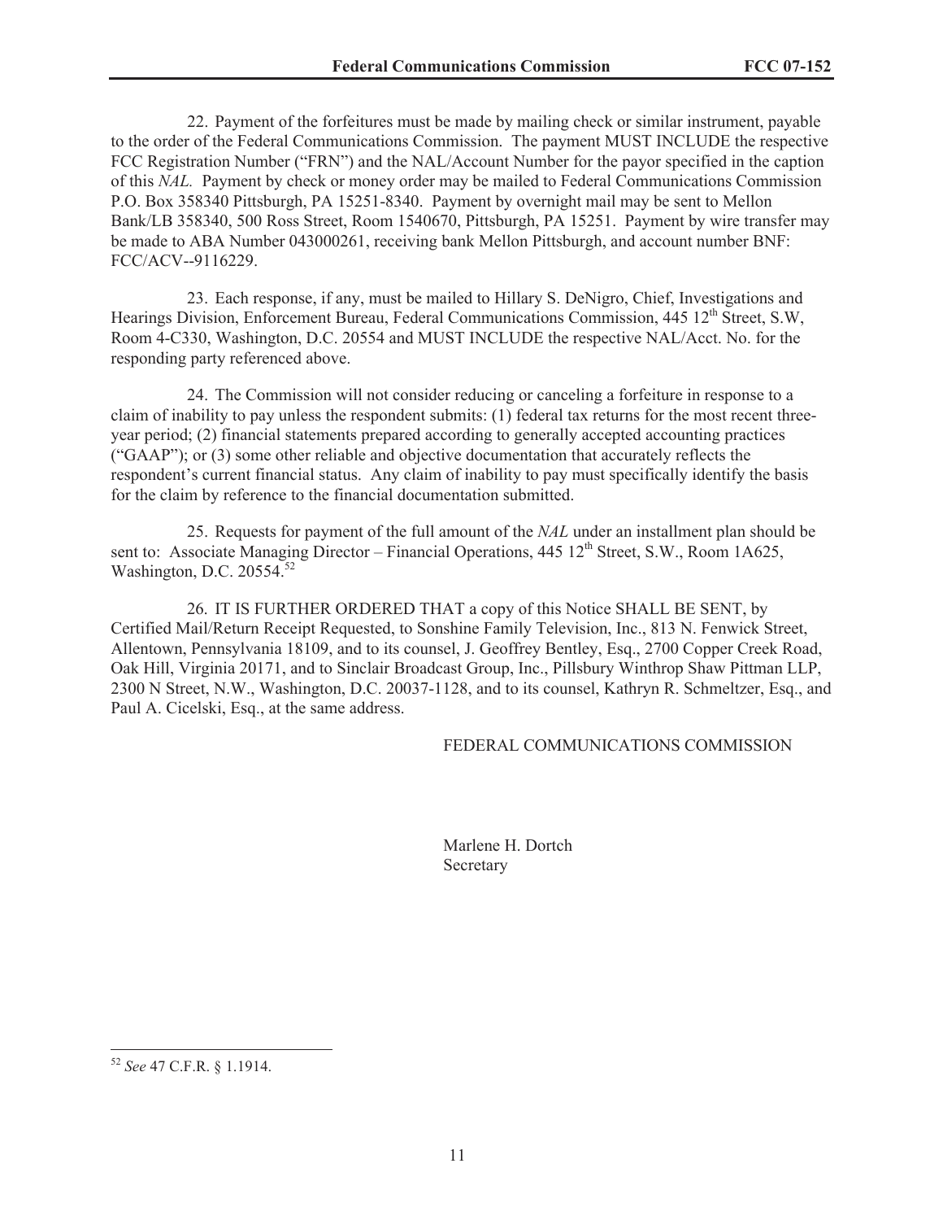22. Payment of the forfeitures must be made by mailing check or similar instrument, payable to the order of the Federal Communications Commission. The payment MUST INCLUDE the respective FCC Registration Number ("FRN") and the NAL/Account Number for the payor specified in the caption of this *NAL*. Payment by check or money order may be mailed to Federal Communications Commission P.O. Box 358340 Pittsburgh, PA 15251-8340. Payment by overnight mail may be sent to Mellon Bank/LB 358340, 500 Ross Street, Room 1540670, Pittsburgh, PA 15251. Payment by wire transfer may be made to ABA Number 043000261, receiving bank Mellon Pittsburgh, and account number BNF: FCC/ACV--9116229.

23. Each response, if any, must be mailed to Hillary S. DeNigro, Chief, Investigations and Hearings Division, Enforcement Bureau, Federal Communications Commission, 445 12th Street, S.W, Room 4-C330, Washington, D.C. 20554 and MUST INCLUDE the respective NAL/Acct. No. for the responding party referenced above.

24. The Commission will not consider reducing or canceling a forfeiture in response to a claim of inability to pay unless the respondent submits: (1) federal tax returns for the most recent three-year period; (2) financial statements prepared according to generally accepted accounting practices ("GAAP"); or (3) some other reliable and objective documentation that accurately reflects the respondent's current financial status. Any claim of inability to pay must specifically identify the basis for the claim by reference to the financial documentation submitted.

25. Requests for payment of the full amount of the *NAL* under an installment plan should be sent to: Associate Managing Director – Financial Operations, 445 12th Street, S.W., Room 1A625, Washington, D.C. 20554.[52]

26. IT IS FURTHER ORDERED THAT a copy of this Notice SHALL BE SENT, by Certified Mail/Return Receipt Requested, to Sonshine Family Television, Inc., 813 N. Fenwick Street, Allentown, Pennsylvania 18109, and to its counsel, J. Geoffrey Bentley, Esq., 2700 Copper Creek Road, Oak Hill, Virginia 20171, and to Sinclair Broadcast Group, Inc., Pillsbury Winthrop Shaw Pittman LLP, 2300 N Street, N.W., Washington, D.C. 20037-1128, and to its counsel, Kathryn R. Schmeltzer, Esq., and Paul A. Cicelski, Esq., at the same address.

FEDERAL COMMUNICATIONS COMMISSION

Marlene H. Dortch
Secretary

---

[52] *See* 47 C.F.R. § 1.1914.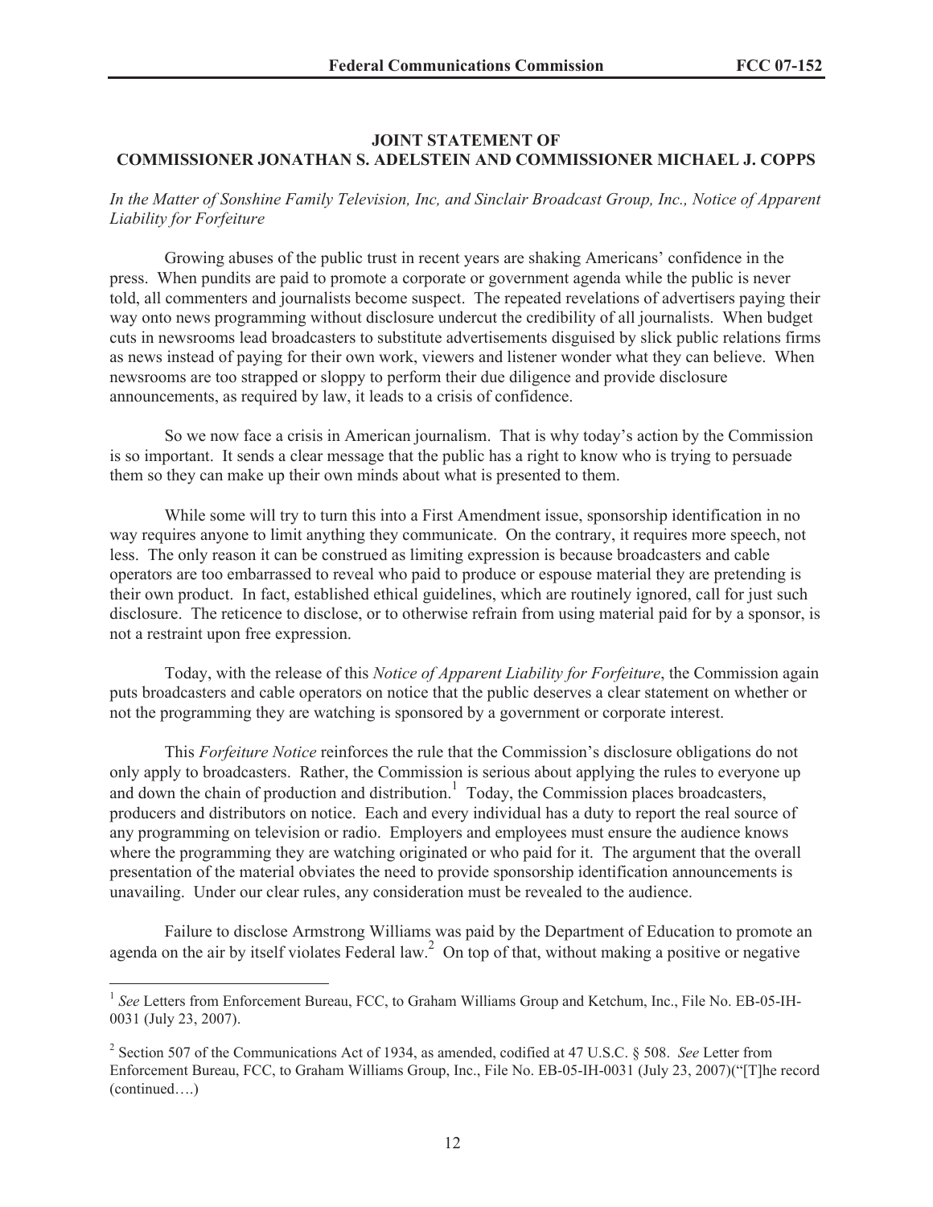**JOINT STATEMENT OF**
**COMMISSIONER JONATHAN S. ADELSTEIN AND COMMISSIONER MICHAEL J. COPPS**

*In the Matter of Sonshine Family Television, Inc, and Sinclair Broadcast Group, Inc., Notice of Apparent Liability for Forfeiture*

Growing abuses of the public trust in recent years are shaking Americans' confidence in the press. When pundits are paid to promote a corporate or government agenda while the public is never told, all commenters and journalists become suspect. The repeated revelations of advertisers paying their way onto news programming without disclosure undercut the credibility of all journalists. When budget cuts in newsrooms lead broadcasters to substitute advertisements disguised by slick public relations firms as news instead of paying for their own work, viewers and listener wonder what they can believe. When newsrooms are too strapped or sloppy to perform their due diligence and provide disclosure announcements, as required by law, it leads to a crisis of confidence.

So we now face a crisis in American journalism. That is why today's action by the Commission is so important. It sends a clear message that the public has a right to know who is trying to persuade them so they can make up their own minds about what is presented to them.

While some will try to turn this into a First Amendment issue, sponsorship identification in no way requires anyone to limit anything they communicate. On the contrary, it requires more speech, not less. The only reason it can be construed as limiting expression is because broadcasters and cable operators are too embarrassed to reveal who paid to produce or espouse material they are pretending is their own product. In fact, established ethical guidelines, which are routinely ignored, call for just such disclosure. The reticence to disclose, or to otherwise refrain from using material paid for by a sponsor, is not a restraint upon free expression.

Today, with the release of this *Notice of Apparent Liability for Forfeiture*, the Commission again puts broadcasters and cable operators on notice that the public deserves a clear statement on whether or not the programming they are watching is sponsored by a government or corporate interest.

This *Forfeiture Notice* reinforces the rule that the Commission's disclosure obligations do not only apply to broadcasters. Rather, the Commission is serious about applying the rules to everyone up and down the chain of production and distribution.[1] Today, the Commission places broadcasters, producers and distributors on notice. Each and every individual has a duty to report the real source of any programming on television or radio. Employers and employees must ensure the audience knows where the programming they are watching originated or who paid for it. The argument that the overall presentation of the material obviates the need to provide sponsorship identification announcements is unavailing. Under our clear rules, any consideration must be revealed to the audience.

Failure to disclose Armstrong Williams was paid by the Department of Education to promote an agenda on the air by itself violates Federal law.[2] On top of that, without making a positive or negative

---

[1] *See* Letters from Enforcement Bureau, FCC, to Graham Williams Group and Ketchum, Inc., File No. EB-05-IH-0031 (July 23, 2007).

[2] Section 507 of the Communications Act of 1934, as amended, codified at 47 U.S.C. § 508. *See* Letter from Enforcement Bureau, FCC, to Graham Williams Group, Inc., File No. EB-05-IH-0031 (July 23, 2007)("[T]he record (continued….)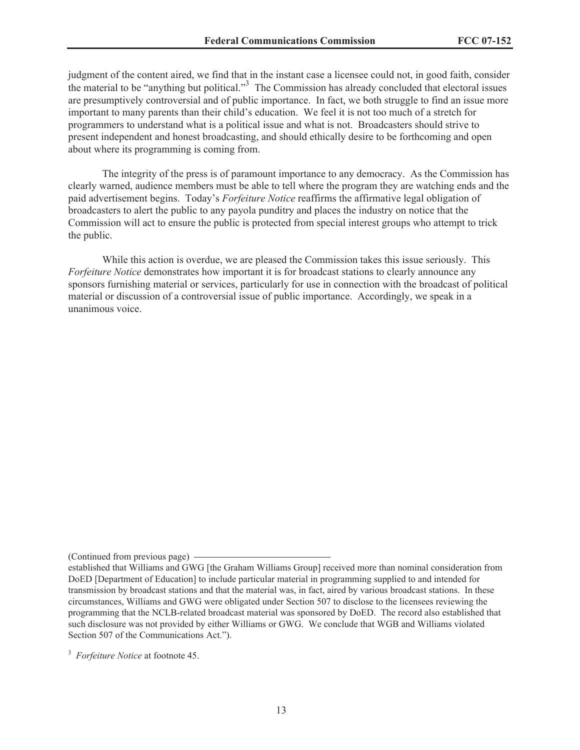judgment of the content aired, we find that in the instant case a licensee could not, in good faith, consider the material to be "anything but political."[3] The Commission has already concluded that electoral issues are presumptively controversial and of public importance. In fact, we both struggle to find an issue more important to many parents than their child's education. We feel it is not too much of a stretch for programmers to understand what is a political issue and what is not. Broadcasters should strive to present independent and honest broadcasting, and should ethically desire to be forthcoming and open about where its programming is coming from.

The integrity of the press is of paramount importance to any democracy. As the Commission has clearly warned, audience members must be able to tell where the program they are watching ends and the paid advertisement begins. Today's *Forfeiture Notice* reaffirms the affirmative legal obligation of broadcasters to alert the public to any payola punditry and places the industry on notice that the Commission will act to ensure the public is protected from special interest groups who attempt to trick the public.

While this action is overdue, we are pleased the Commission takes this issue seriously. This *Forfeiture Notice* demonstrates how important it is for broadcast stations to clearly announce any sponsors furnishing material or services, particularly for use in connection with the broadcast of political material or discussion of a controversial issue of public importance. Accordingly, we speak in a unanimous voice.

(Continued from previous page)

established that Williams and GWG [the Graham Williams Group] received more than nominal consideration from DoED [Department of Education] to include particular material in programming supplied to and intended for transmission by broadcast stations and that the material was, in fact, aired by various broadcast stations. In these circumstances, Williams and GWG were obligated under Section 507 to disclose to the licensees reviewing the programming that the NCLB-related broadcast material was sponsored by DoED. The record also established that such disclosure was not provided by either Williams or GWG. We conclude that WGB and Williams violated Section 507 of the Communications Act.").

[3] *Forfeiture Notice* at footnote 45.